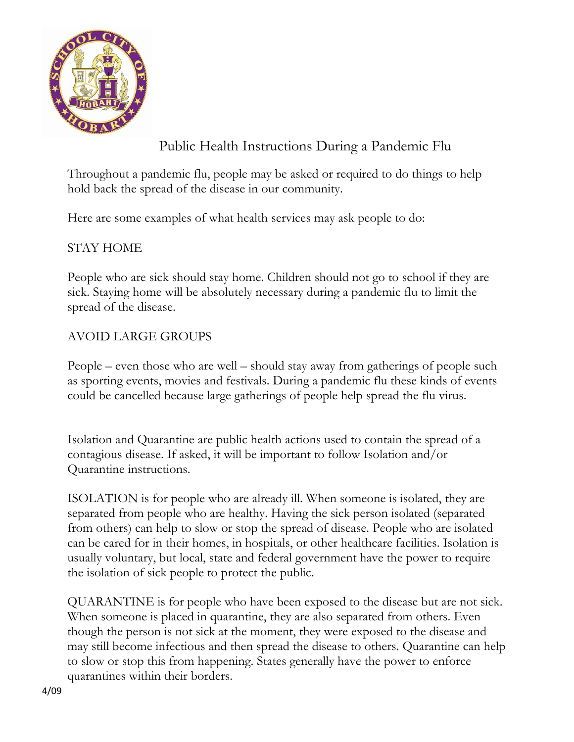# Public Health Instructions During a Pandemic Flu

Throughout a pandemic flu, people may be asked or required to do things to help hold back the spread of the disease in our community.

Here are some examples of what health services may ask people to do:

## STAY HOME

People who are sick should stay home. Children should not go to school if they are sick. Staying home will be absolutely necessary during a pandemic flu to limit the spread of the disease.

## AVOID LARGE GROUPS

People – even those who are well – should stay away from gatherings of people such as sporting events, movies and festivals. During a pandemic flu these kinds of events could be cancelled because large gatherings of people help spread the flu virus.

Isolation and Quarantine are public health actions used to contain the spread of a contagious disease. If asked, it will be important to follow Isolation and/or Quarantine instructions.

ISOLATION is for people who are already ill. When someone is isolated, they are separated from people who are healthy. Having the sick person isolated (separated from others) can help to slow or stop the spread of disease. People who are isolated can be cared for in their homes, in hospitals, or other healthcare facilities. Isolation is usually voluntary, but local, state and federal government have the power to require the isolation of sick people to protect the public.

QUARANTINE is for people who have been exposed to the disease but are not sick. When someone is placed in quarantine, they are also separated from others. Even though the person is not sick at the moment, they were exposed to the disease and may still become infectious and then spread the disease to others. Quarantine can help to slow or stop this from happening. States generally have the power to enforce quarantines within their borders.

4/09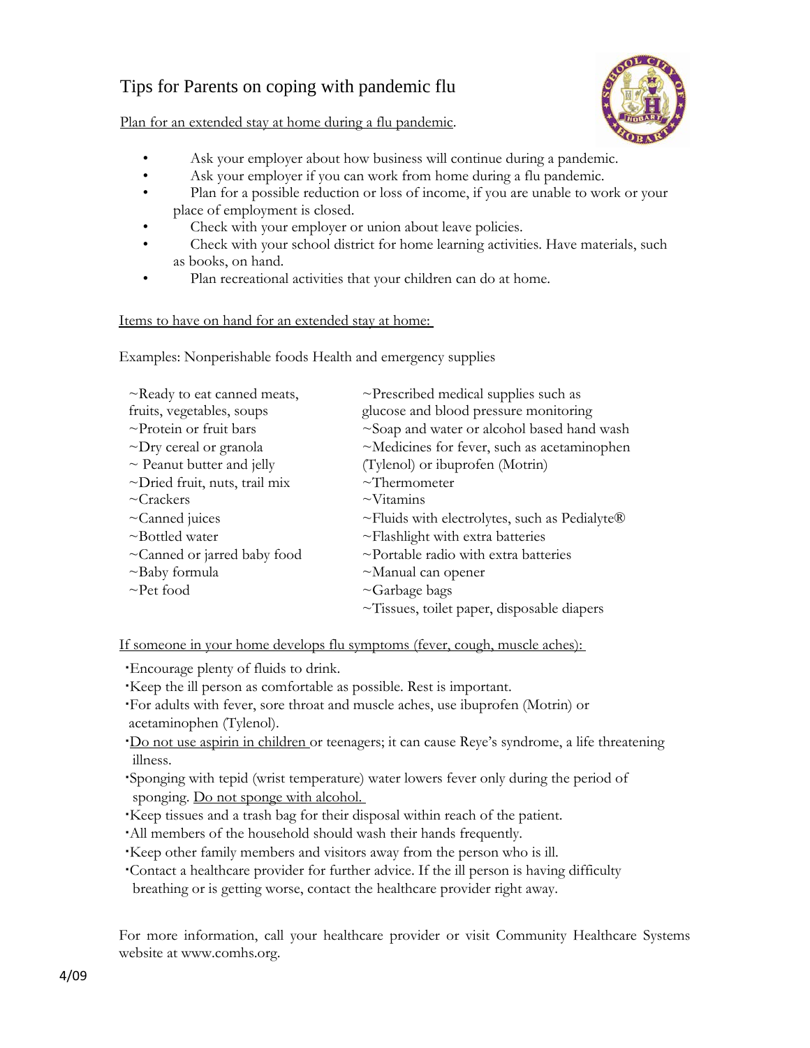# Tips for Parents on coping with pandemic flu

Plan for an extended stay at home during a flu pandemic.

- Ask your employer about how business will continue during a pandemic.
- Ask your employer if you can work from home during a flu pandemic.
- Plan for a possible reduction or loss of income, if you are unable to work or your place of employment is closed.
- Check with your employer or union about leave policies.
- Check with your school district for home learning activities. Have materials, such as books, on hand.
- Plan recreational activities that your children can do at home.

Items to have on hand for an extended stay at home:

Examples: Nonperishable foods Health and emergency supplies

~Ready to eat canned meats, fruits, vegetables, soups
~Protein or fruit bars
~Dry cereal or granola
~ Peanut butter and jelly
~Dried fruit, nuts, trail mix
~Crackers
~Canned juices
~Bottled water
~Canned or jarred baby food
~Baby formula
~Pet food

~Prescribed medical supplies such as glucose and blood pressure monitoring
~Soap and water or alcohol based hand wash
~Medicines for fever, such as acetaminophen (Tylenol) or ibuprofen (Motrin)
~Thermometer
~Vitamins
~Fluids with electrolytes, such as Pedialyte®
~Flashlight with extra batteries
~Portable radio with extra batteries
~Manual can opener
~Garbage bags
~Tissues, toilet paper, disposable diapers

If someone in your home develops flu symptoms (fever, cough, muscle aches):

- Encourage plenty of fluids to drink.
- Keep the ill person as comfortable as possible. Rest is important.
- For adults with fever, sore throat and muscle aches, use ibuprofen (Motrin) or acetaminophen (Tylenol).
- Do not use aspirin in children or teenagers; it can cause Reye's syndrome, a life threatening illness.
- Sponging with tepid (wrist temperature) water lowers fever only during the period of sponging. Do not sponge with alcohol.
- Keep tissues and a trash bag for their disposal within reach of the patient.
- All members of the household should wash their hands frequently.
- Keep other family members and visitors away from the person who is ill.
- Contact a healthcare provider for further advice. If the ill person is having difficulty breathing or is getting worse, contact the healthcare provider right away.

For more information, call your healthcare provider or visit Community Healthcare Systems website at www.comhs.org.

4/09